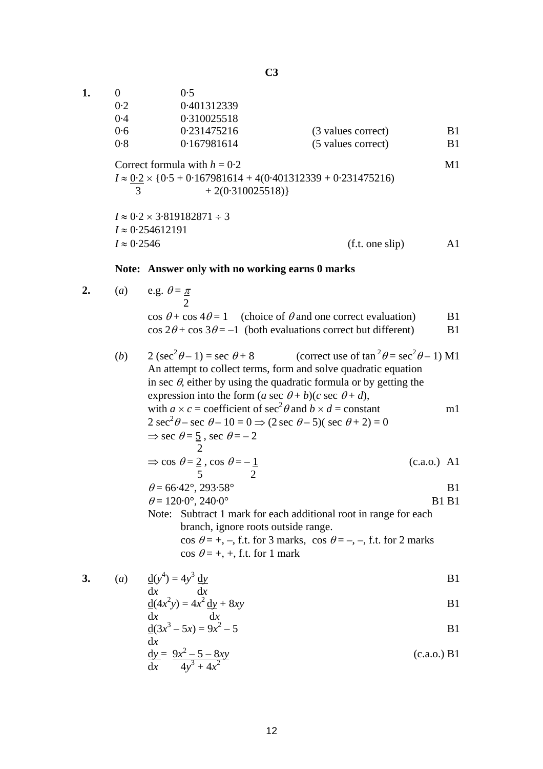# C3

**1.**

| | | | |
|---|---|---|---|
| 0 | 0·5 | | |
| 0·2 | 0·401312339 | | |
| 0·4 | 0·310025518 | | |
| 0·6 | 0·231475216 | (3 values correct) | B1 |
| 0·8 | 0·167981614 | (5 values correct) | B1 |

Correct formula with $h = 0{\cdot}2$ — M1

$$I \approx \frac{0{\cdot}2}{3} \times \{0{\cdot}5 + 0{\cdot}167981614 + 4(0{\cdot}401312339 + 0{\cdot}231475216) + 2(0{\cdot}310025518)\}$$

$I \approx 0{\cdot}2 \times 3{\cdot}819182871 \div 3$

$I \approx 0{\cdot}254612191$

$I \approx 0{\cdot}2546$ (f.t. one slip) — A1

**Note: Answer only with no working earns 0 marks**

**2.** (*a*) e.g. $\theta = \frac{\pi}{2}$

$\cos\theta + \cos 4\theta = 1$ (choice of $\theta$ and one correct evaluation) — B1

$\cos 2\theta + \cos 3\theta = -1$ (both evaluations correct but different) — B1

(*b*) $2(\sec^2\theta - 1) = \sec\theta + 8$ (correct use of $\tan^2\theta = \sec^2\theta - 1$) — M1

An attempt to collect terms, form and solve quadratic equation in $\sec\theta$, either by using the quadratic formula or by getting the expression into the form $(a\sec\theta + b)(c\sec\theta + d)$, with $a \times c$ = coefficient of $\sec^2\theta$ and $b \times d$ = constant — m1

$2\sec^2\theta - \sec\theta - 10 = 0 \Rightarrow (2\sec\theta - 5)(\sec\theta + 2) = 0$

$\Rightarrow \sec\theta = \frac{5}{2}$, $\sec\theta = -2$

$\Rightarrow \cos\theta = \frac{2}{5}$, $\cos\theta = -\frac{1}{2}$ (c.a.o.) — A1

$\theta = 66{\cdot}42°, 293{\cdot}58°$ — B1

$\theta = 120{\cdot}0°, 240{\cdot}0°$ — B1 B1

Note: Subtract 1 mark for each additional root in range for each branch, ignore roots outside range.
$\cos\theta = +, -,$ f.t. for 3 marks, $\cos\theta = -, -,$ f.t. for 2 marks
$\cos\theta = +, +,$ f.t. for 1 mark

**3.** (*a*)

$\frac{d}{dx}(y^4) = 4y^3\frac{dy}{dx}$ — B1

$\frac{d}{dx}(4x^2y) = 4x^2\frac{dy}{dx} + 8xy$ — B1

$\frac{d}{dx}(3x^3 - 5x) = 9x^2 - 5$ — B1

$\frac{dy}{dx} = \frac{9x^2 - 5 - 8xy}{4y^3 + 4x^2}$ (c.a.o.) — B1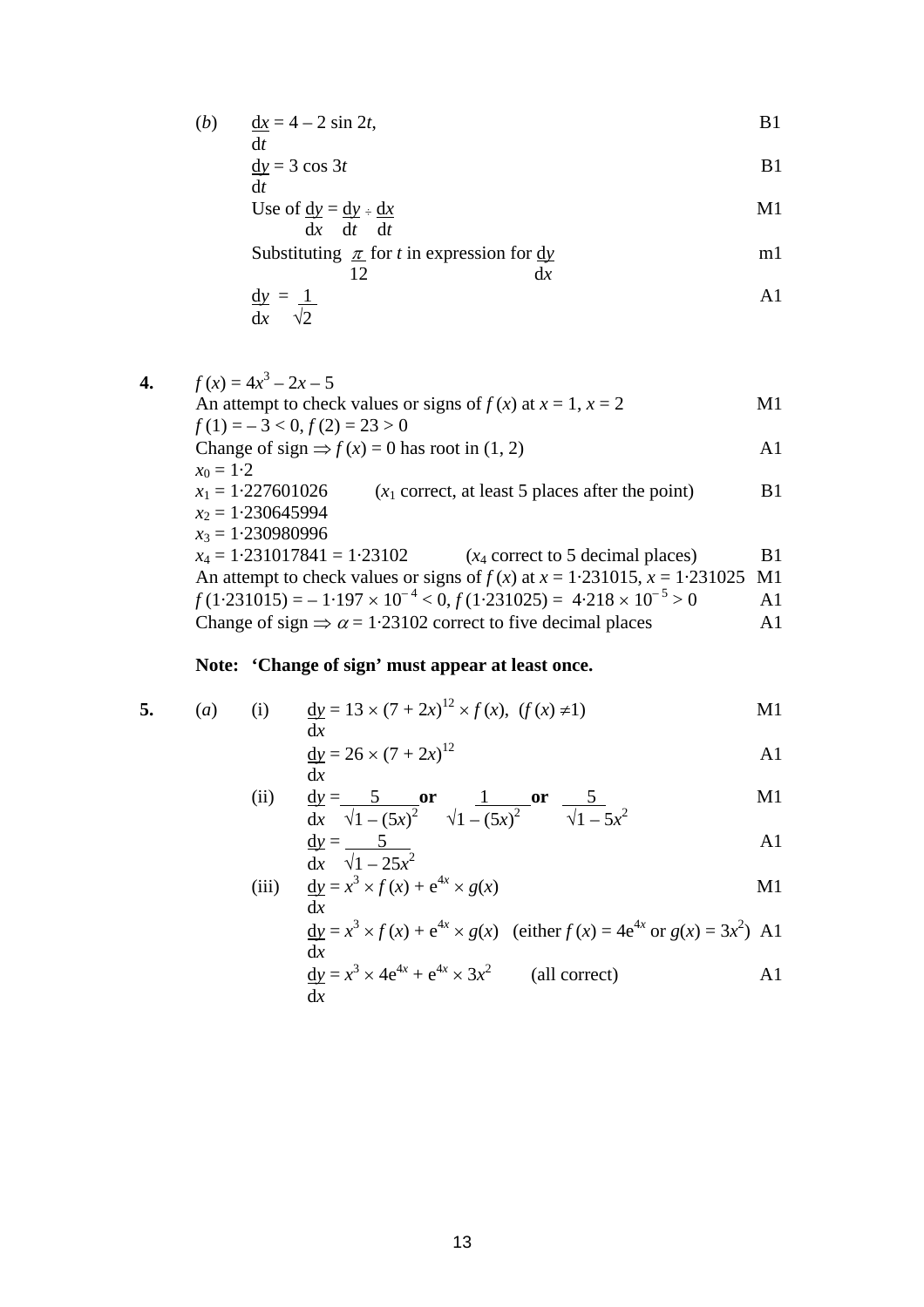(*b*) $\frac{dx}{dt} = 4 - 2\sin 2t$, B1

$\frac{dy}{dt} = 3\cos 3t$ B1

Use of $\frac{dy}{dx} = \frac{dy}{dt} \div \frac{dx}{dt}$ M1

Substituting $\frac{\pi}{12}$ for $t$ in expression for $\frac{dy}{dx}$ m1

$\frac{dy}{dx} = \frac{1}{\sqrt{2}}$ A1

**4.** $f(x) = 4x^3 - 2x - 5$

An attempt to check values or signs of $f(x)$ at $x = 1$, $x = 2$ M1

$f(1) = -3 < 0$, $f(2) = 23 > 0$

Change of sign $\Rightarrow f(x) = 0$ has root in $(1, 2)$ A1

$x_0 = 1{\cdot}2$

$x_1 = 1{\cdot}227601026$ ($x_1$ correct, at least 5 places after the point) B1

$x_2 = 1{\cdot}230645994$

$x_3 = 1{\cdot}230980996$

$x_4 = 1{\cdot}231017841 = 1{\cdot}23102$ ($x_4$ correct to 5 decimal places) B1

An attempt to check values or signs of $f(x)$ at $x = 1{\cdot}231015$, $x = 1{\cdot}231025$ M1

$f(1{\cdot}231015) = -1{\cdot}197 \times 10^{-4} < 0$, $f(1{\cdot}231025) = 4{\cdot}218 \times 10^{-5} > 0$ A1

Change of sign $\Rightarrow \alpha = 1{\cdot}23102$ correct to five decimal places A1

**Note: 'Change of sign' must appear at least once.**

**5.** (*a*) (i) $\frac{dy}{dx} = 13 \times (7 + 2x)^{12} \times f(x)$, $(f(x) \neq 1)$ M1

$\frac{dy}{dx} = 26 \times (7 + 2x)^{12}$ A1

(ii) $\frac{dy}{dx} = \frac{5}{\sqrt{1 - (5x)^2}}$ **or** $\frac{1}{\sqrt{1 - (5x)^2}}$ **or** $\frac{5}{\sqrt{1 - 5x^2}}$ M1

$\frac{dy}{dx} = \frac{5}{\sqrt{1 - 25x^2}}$ A1

(iii) $\frac{dy}{dx} = x^3 \times f(x) + e^{4x} \times g(x)$ M1

$\frac{dy}{dx} = x^3 \times f(x) + e^{4x} \times g(x)$ (either $f(x) = 4e^{4x}$ or $g(x) = 3x^2$) A1

$\frac{dy}{dx} = x^3 \times 4e^{4x} + e^{4x} \times 3x^2$ (all correct) A1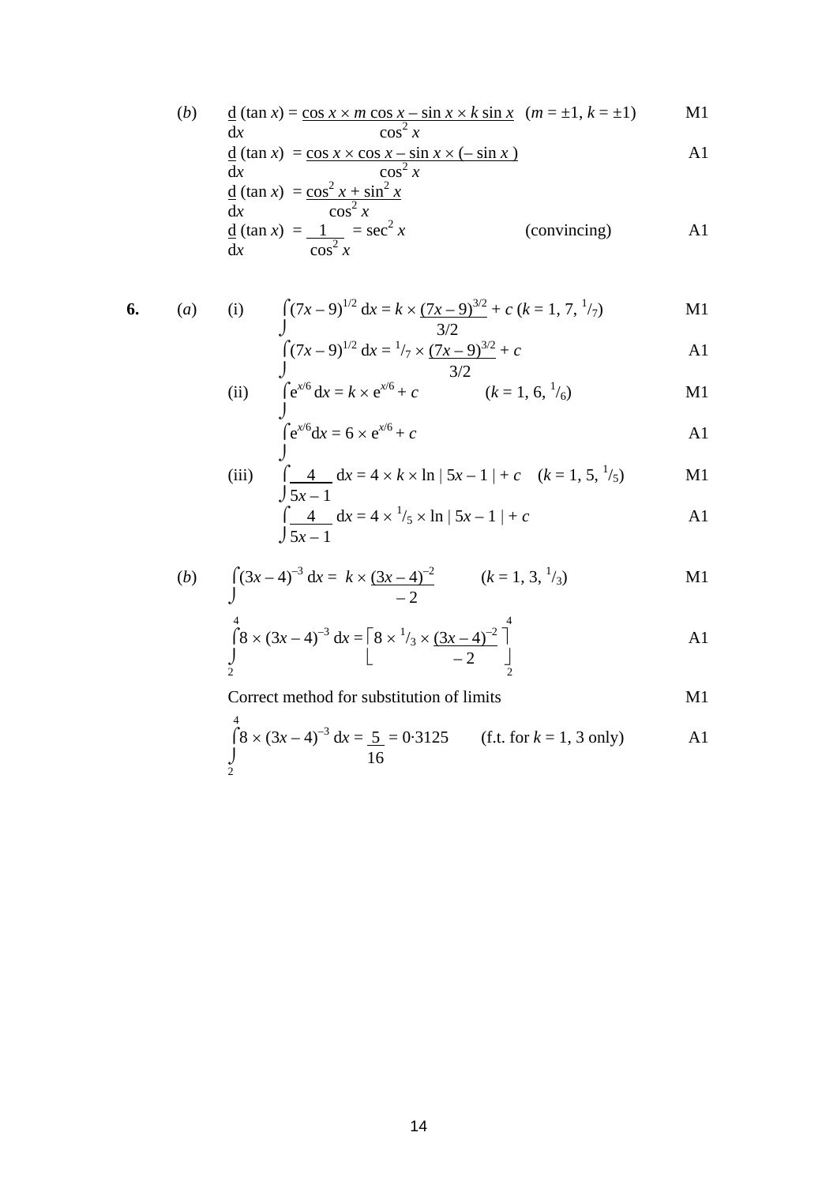(*b*) $\dfrac{d}{dx}(\tan x) = \dfrac{\cos x \times m\cos x - \sin x \times k\sin x}{\cos^2 x}$ $(m = \pm 1, k = \pm 1)$ M1

$\dfrac{d}{dx}(\tan x) = \dfrac{\cos x \times \cos x - \sin x \times (-\sin x)}{\cos^2 x}$ A1

$\dfrac{d}{dx}(\tan x) = \dfrac{\cos^2 x + \sin^2 x}{\cos^2 x}$

$\dfrac{d}{dx}(\tan x) = \dfrac{1}{\cos^2 x} = \sec^2 x$ (convincing) A1

**6.** (*a*) (i) $\displaystyle\int (7x-9)^{1/2}\,dx = k \times \frac{(7x-9)^{3/2}}{3/2} + c$ $(k = 1, 7, {}^1/_7)$ M1

$\displaystyle\int (7x-9)^{1/2}\,dx = {}^1/_7 \times \frac{(7x-9)^{3/2}}{3/2} + c$ A1

(ii) $\displaystyle\int e^{x/6}\,dx = k \times e^{x/6} + c$ $(k = 1, 6, {}^1/_6)$ M1

$\displaystyle\int e^{x/6}dx = 6 \times e^{x/6} + c$ A1

(iii) $\displaystyle\int \frac{4}{5x-1}\,dx = 4 \times k \times \ln|5x-1| + c$ $(k = 1, 5, {}^1/_5)$ M1

$\displaystyle\int \frac{4}{5x-1}\,dx = 4 \times {}^1/_5 \times \ln|5x-1| + c$ A1

(*b*) $\displaystyle\int (3x-4)^{-3}\,dx = k \times \frac{(3x-4)^{-2}}{-2}$ $(k = 1, 3, {}^1/_3)$ M1

$\displaystyle\int_2^4 8 \times (3x-4)^{-3}\,dx = \left[8 \times {}^1/_3 \times \frac{(3x-4)^{-2}}{-2}\right]_2^4$ A1

Correct method for substitution of limits M1

$\displaystyle\int_2^4 8 \times (3x-4)^{-3}\,dx = \frac{5}{16} = 0{\cdot}3125$ (f.t. for $k = 1, 3$ only) A1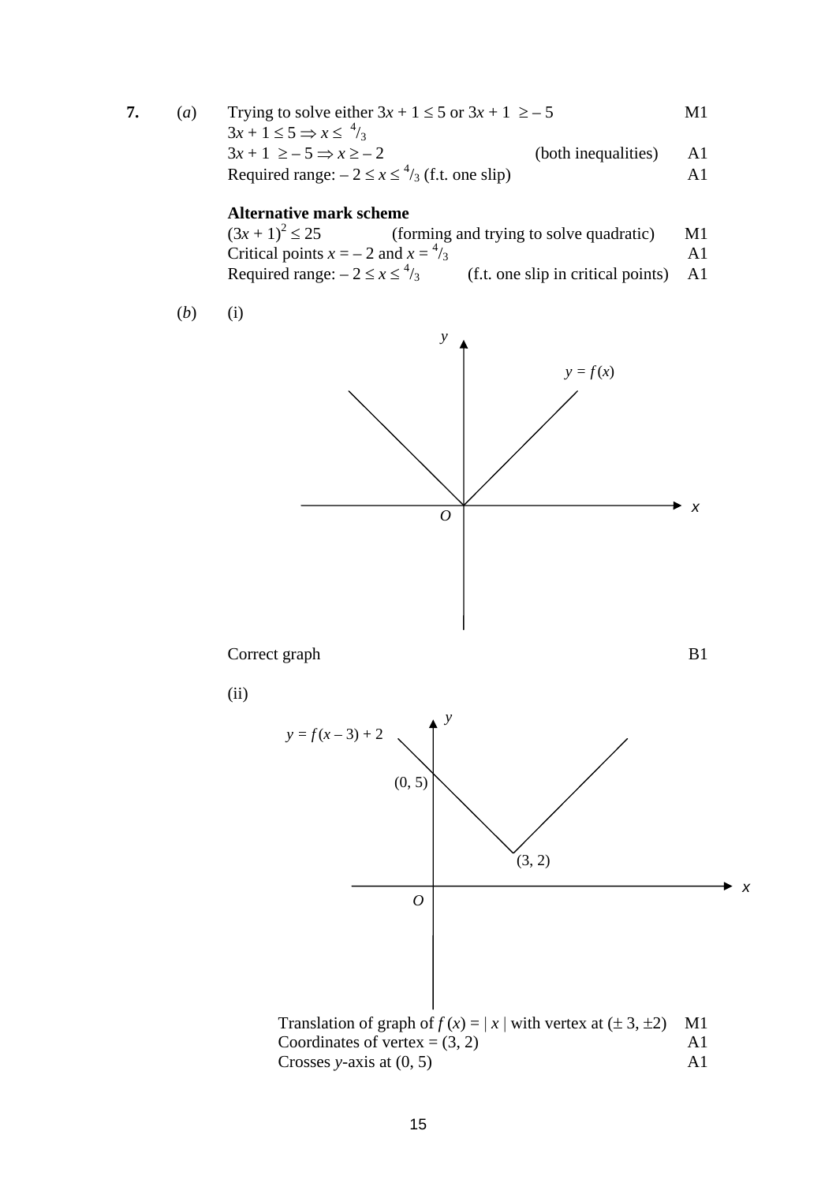**7.** (*a*) Trying to solve either $3x + 1 \le 5$ or $3x + 1 \ge -5$ M1

$3x + 1 \le 5 \Rightarrow x \le {}^{4}/_{3}$

$3x + 1 \ge -5 \Rightarrow x \ge -2$ (both inequalities) A1

Required range: $-2 \le x \le {}^{4}/_{3}$ (f.t. one slip) A1

**Alternative mark scheme**

$(3x + 1)^2 \le 25$ (forming and trying to solve quadratic) M1

Critical points $x = -2$ and $x = {}^{4}/_{3}$ A1

Required range: $-2 \le x \le {}^{4}/_{3}$ (f.t. one slip in critical points) A1

(*b*) (i)

$y = f(x)$

Correct graph B1

(ii)

$y = f(x - 3) + 2$

(0, 5)

(3, 2)

Translation of graph of $f(x) = |x|$ with vertex at $(\pm 3, \pm 2)$ M1

Coordinates of vertex = (3, 2) A1

Crosses $y$-axis at (0, 5) A1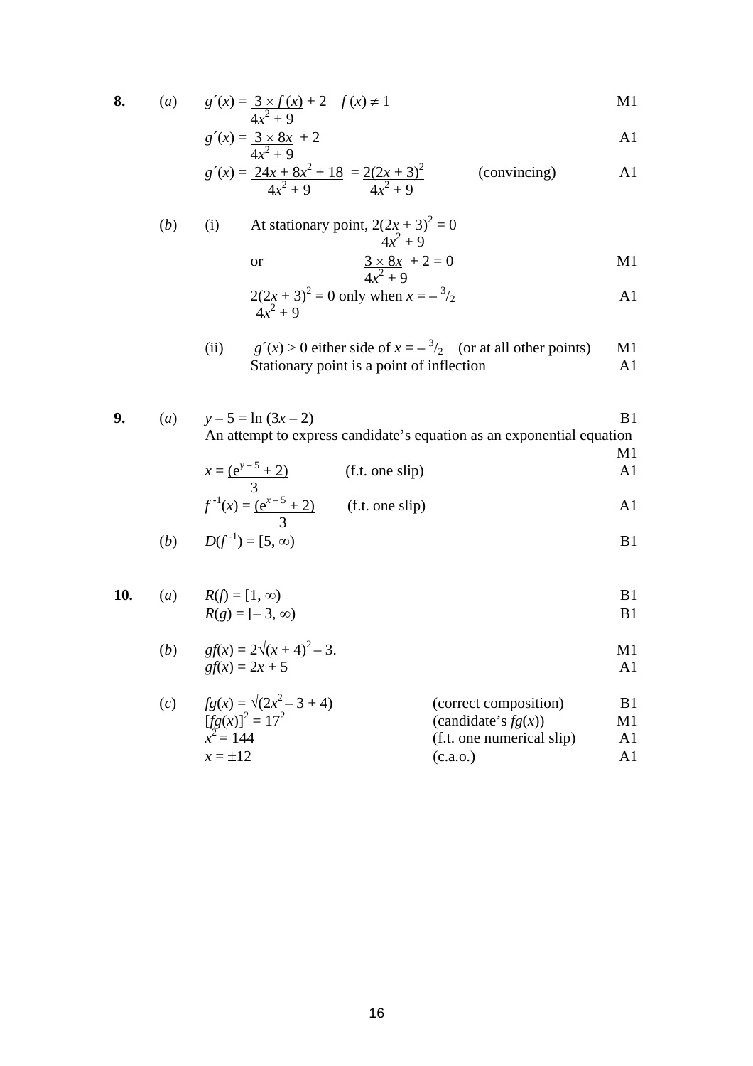**8.** (*a*) $g'(x) = \dfrac{3 \times f(x)}{4x^2 + 9} + 2 \quad f(x) \neq 1$ M1

$g'(x) = \dfrac{3 \times 8x}{4x^2 + 9} + 2$ A1

$g'(x) = \dfrac{24x + 8x^2 + 18}{4x^2 + 9} = \dfrac{2(2x + 3)^2}{4x^2 + 9}$ (convincing) A1

(*b*) (i) At stationary point, $\dfrac{2(2x + 3)^2}{4x^2 + 9} = 0$

or $\dfrac{3 \times 8x}{4x^2 + 9} + 2 = 0$ M1

$\dfrac{2(2x + 3)^2}{4x^2 + 9} = 0$ only when $x = -\,^3/_2$ A1

(ii) $g'(x) > 0$ either side of $x = -\,^3/_2$ (or at all other points) M1

Stationary point is a point of inflection A1

**9.** (*a*) $y - 5 = \ln(3x - 2)$ B1

An attempt to express candidate's equation as an exponential equation M1

$x = \dfrac{(e^{y-5} + 2)}{3}$ (f.t. one slip) A1

$f^{-1}(x) = \dfrac{(e^{x-5} + 2)}{3}$ (f.t. one slip) A1

(*b*) $D(f^{-1}) = [5, \infty)$ B1

**10.** (*a*) $R(f) = [1, \infty)$ B1

$R(g) = [-3, \infty)$ B1

(*b*) $gf(x) = 2\sqrt{(x + 4)}^2 - 3.$ M1

$gf(x) = 2x + 5$ A1

(*c*) $fg(x) = \sqrt{(2x^2 - 3 + 4)}$ (correct composition) B1

$[fg(x)]^2 = 17^2$ (candidate's $fg(x)$) M1

$x^2 = 144$ (f.t. one numerical slip) A1

$x = \pm 12$ (c.a.o.) A1